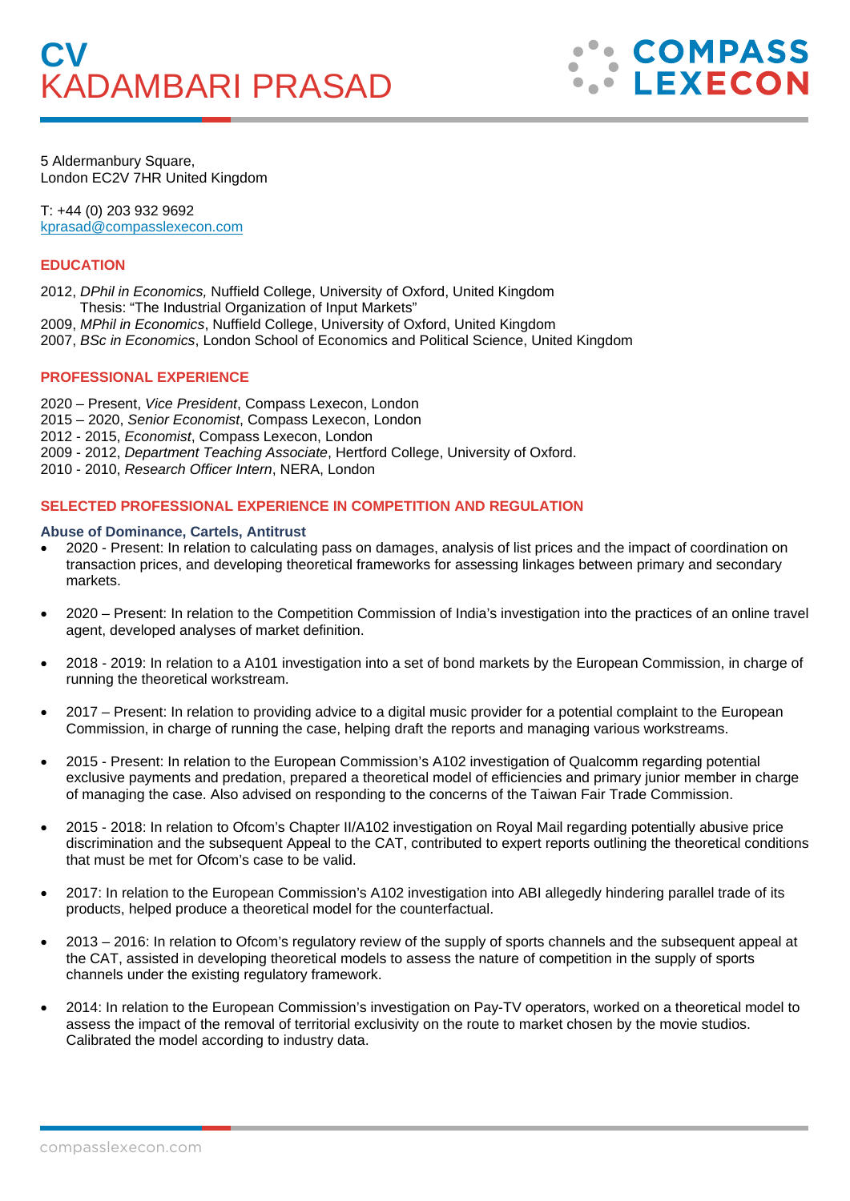# CV
# KADAMBARI PRASAD

COMPASS LEXECON

5 Aldermanbury Square,
London EC2V 7HR United Kingdom

T: +44 (0) 203 932 9692
kprasad@compasslexecon.com

## EDUCATION

2012, *DPhil in Economics,* Nuffield College, University of Oxford, United Kingdom
Thesis: "The Industrial Organization of Input Markets"
2009, *MPhil in Economics*, Nuffield College, University of Oxford, United Kingdom
2007, *BSc in Economics*, London School of Economics and Political Science, United Kingdom

## PROFESSIONAL EXPERIENCE

2020 – Present, *Vice President*, Compass Lexecon, London
2015 – 2020, *Senior Economist*, Compass Lexecon, London
2012 - 2015, *Economist*, Compass Lexecon, London
2009 - 2012, *Department Teaching Associate*, Hertford College, University of Oxford.
2010 - 2010, *Research Officer Intern*, NERA, London

## SELECTED PROFESSIONAL EXPERIENCE IN COMPETITION AND REGULATION

### Abuse of Dominance, Cartels, Antitrust

- 2020 - Present: In relation to calculating pass on damages, analysis of list prices and the impact of coordination on transaction prices, and developing theoretical frameworks for assessing linkages between primary and secondary markets.

- 2020 – Present: In relation to the Competition Commission of India's investigation into the practices of an online travel agent, developed analyses of market definition.

- 2018 - 2019: In relation to a A101 investigation into a set of bond markets by the European Commission, in charge of running the theoretical workstream.

- 2017 – Present: In relation to providing advice to a digital music provider for a potential complaint to the European Commission, in charge of running the case, helping draft the reports and managing various workstreams.

- 2015 - Present: In relation to the European Commission's A102 investigation of Qualcomm regarding potential exclusive payments and predation, prepared a theoretical model of efficiencies and primary junior member in charge of managing the case. Also advised on responding to the concerns of the Taiwan Fair Trade Commission.

- 2015 - 2018: In relation to Ofcom's Chapter II/A102 investigation on Royal Mail regarding potentially abusive price discrimination and the subsequent Appeal to the CAT, contributed to expert reports outlining the theoretical conditions that must be met for Ofcom's case to be valid.

- 2017: In relation to the European Commission's A102 investigation into ABI allegedly hindering parallel trade of its products, helped produce a theoretical model for the counterfactual.

- 2013 – 2016: In relation to Ofcom's regulatory review of the supply of sports channels and the subsequent appeal at the CAT, assisted in developing theoretical models to assess the nature of competition in the supply of sports channels under the existing regulatory framework.

- 2014: In relation to the European Commission's investigation on Pay-TV operators, worked on a theoretical model to assess the impact of the removal of territorial exclusivity on the route to market chosen by the movie studios. Calibrated the model according to industry data.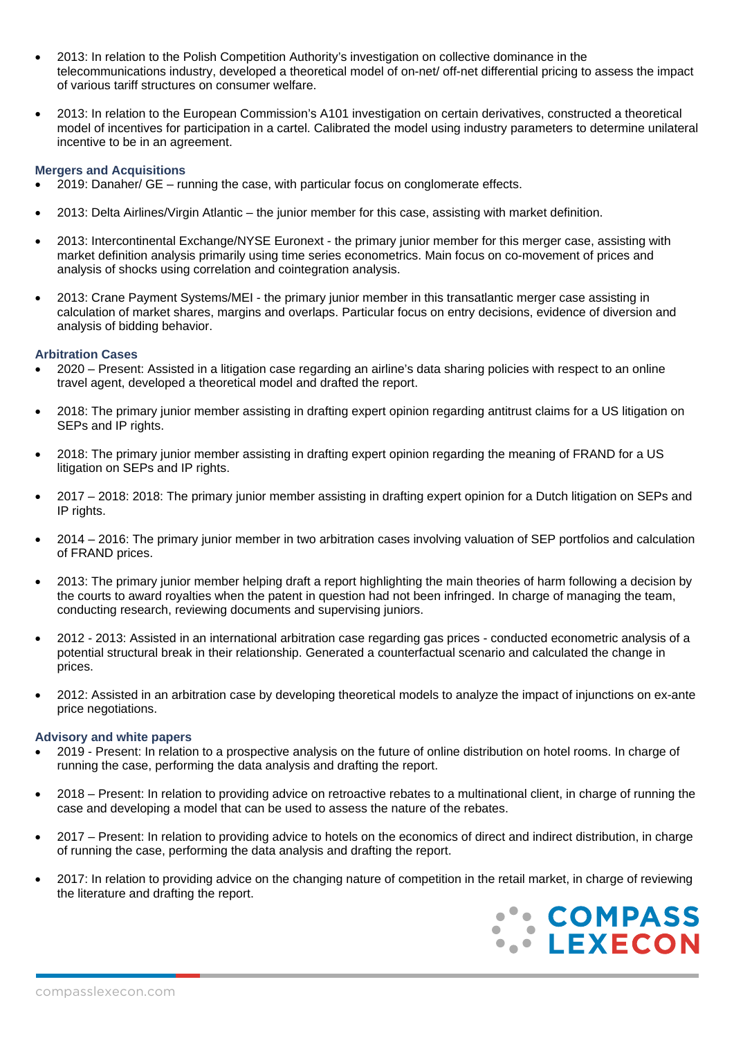- 2013: In relation to the Polish Competition Authority's investigation on collective dominance in the telecommunications industry, developed a theoretical model of on-net/ off-net differential pricing to assess the impact of various tariff structures on consumer welfare.

- 2013: In relation to the European Commission's A101 investigation on certain derivatives, constructed a theoretical model of incentives for participation in a cartel. Calibrated the model using industry parameters to determine unilateral incentive to be in an agreement.

### Mergers and Acquisitions

- 2019: Danaher/ GE – running the case, with particular focus on conglomerate effects.

- 2013: Delta Airlines/Virgin Atlantic – the junior member for this case, assisting with market definition.

- 2013: Intercontinental Exchange/NYSE Euronext - the primary junior member for this merger case, assisting with market definition analysis primarily using time series econometrics. Main focus on co-movement of prices and analysis of shocks using correlation and cointegration analysis.

- 2013: Crane Payment Systems/MEI - the primary junior member in this transatlantic merger case assisting in calculation of market shares, margins and overlaps. Particular focus on entry decisions, evidence of diversion and analysis of bidding behavior.

### Arbitration Cases

- 2020 – Present: Assisted in a litigation case regarding an airline's data sharing policies with respect to an online travel agent, developed a theoretical model and drafted the report.

- 2018: The primary junior member assisting in drafting expert opinion regarding antitrust claims for a US litigation on SEPs and IP rights.

- 2018: The primary junior member assisting in drafting expert opinion regarding the meaning of FRAND for a US litigation on SEPs and IP rights.

- 2017 – 2018: 2018: The primary junior member assisting in drafting expert opinion for a Dutch litigation on SEPs and IP rights.

- 2014 – 2016: The primary junior member in two arbitration cases involving valuation of SEP portfolios and calculation of FRAND prices.

- 2013: The primary junior member helping draft a report highlighting the main theories of harm following a decision by the courts to award royalties when the patent in question had not been infringed. In charge of managing the team, conducting research, reviewing documents and supervising juniors.

- 2012 - 2013: Assisted in an international arbitration case regarding gas prices - conducted econometric analysis of a potential structural break in their relationship. Generated a counterfactual scenario and calculated the change in prices.

- 2012: Assisted in an arbitration case by developing theoretical models to analyze the impact of injunctions on ex-ante price negotiations.

### Advisory and white papers

- 2019 - Present: In relation to a prospective analysis on the future of online distribution on hotel rooms. In charge of running the case, performing the data analysis and drafting the report.

- 2018 – Present: In relation to providing advice on retroactive rebates to a multinational client, in charge of running the case and developing a model that can be used to assess the nature of the rebates.

- 2017 – Present: In relation to providing advice to hotels on the economics of direct and indirect distribution, in charge of running the case, performing the data analysis and drafting the report.

- 2017: In relation to providing advice on the changing nature of competition in the retail market, in charge of reviewing the literature and drafting the report.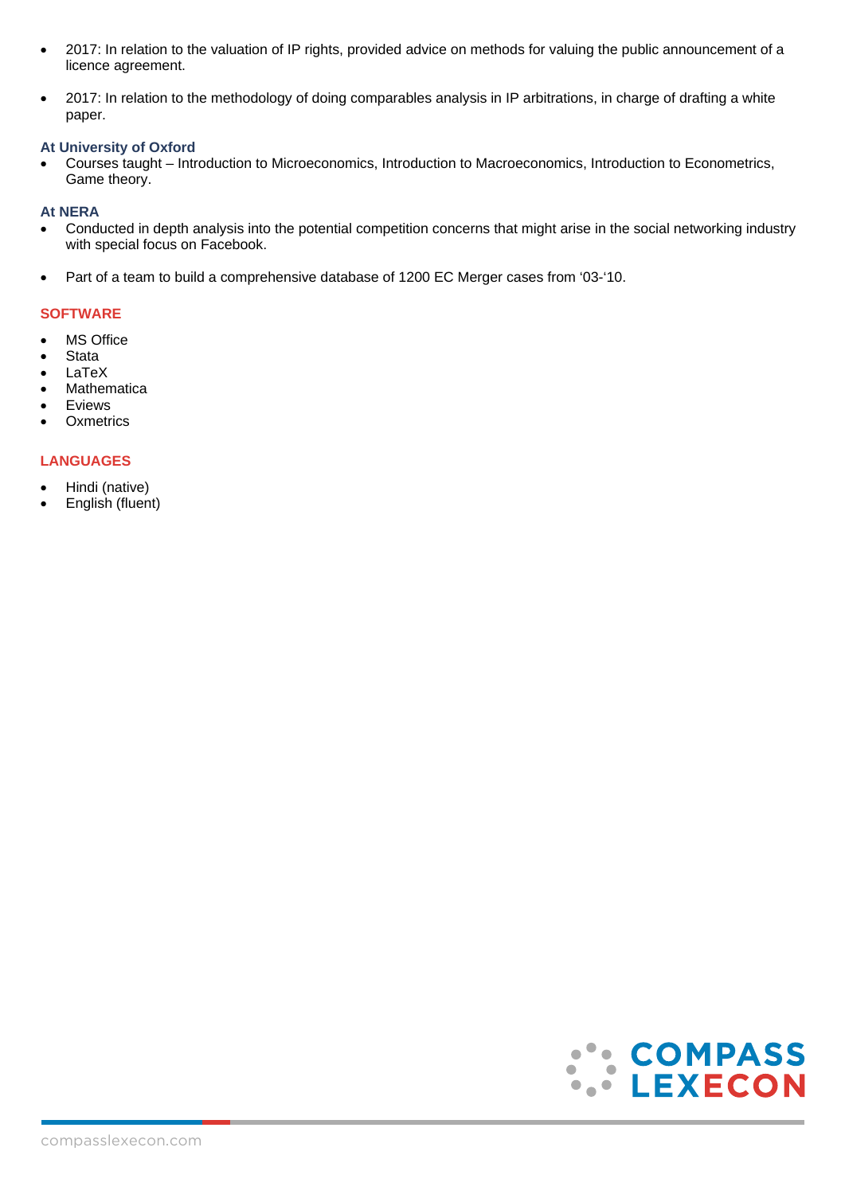- 2017: In relation to the valuation of IP rights, provided advice on methods for valuing the public announcement of a licence agreement.
- 2017: In relation to the methodology of doing comparables analysis in IP arbitrations, in charge of drafting a white paper.

### At University of Oxford

- Courses taught – Introduction to Microeconomics, Introduction to Macroeconomics, Introduction to Econometrics, Game theory.

### At NERA

- Conducted in depth analysis into the potential competition concerns that might arise in the social networking industry with special focus on Facebook.
- Part of a team to build a comprehensive database of 1200 EC Merger cases from '03-'10.

## SOFTWARE

- MS Office
- Stata
- LaTeX
- Mathematica
- Eviews
- Oxmetrics

## LANGUAGES

- Hindi (native)
- English (fluent)